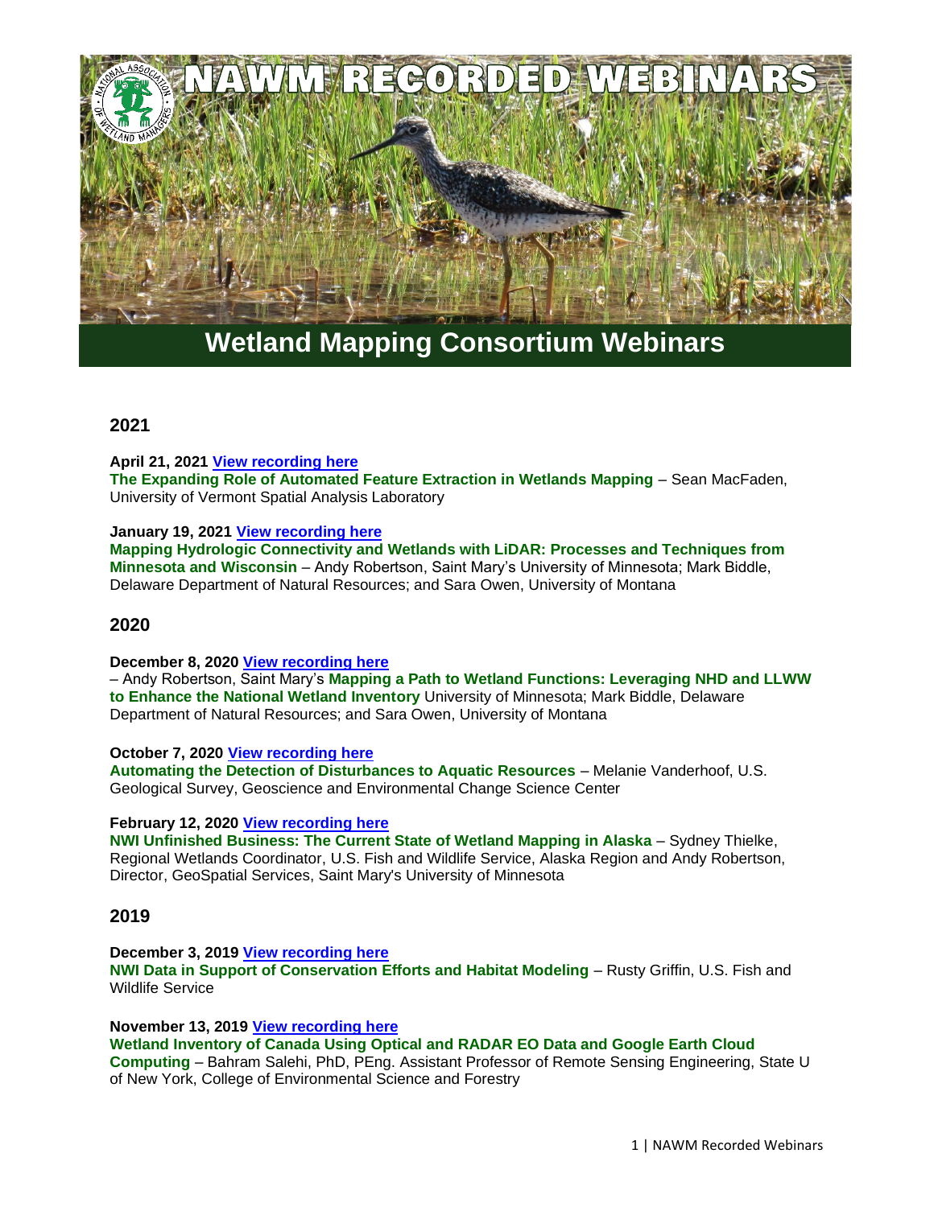# NAWM RECORDED WEBINARS

## Wetland Mapping Consortium Webinars

## 2021

**April 21, 2021** View recording here
**The Expanding Role of Automated Feature Extraction in Wetlands Mapping** – Sean MacFaden, University of Vermont Spatial Analysis Laboratory

**January 19, 2021** View recording here
**Mapping Hydrologic Connectivity and Wetlands with LiDAR: Processes and Techniques from Minnesota and Wisconsin** – Andy Robertson, Saint Mary's University of Minnesota; Mark Biddle, Delaware Department of Natural Resources; and Sara Owen, University of Montana

## 2020

**December 8, 2020** View recording here
– Andy Robertson, Saint Mary's **Mapping a Path to Wetland Functions: Leveraging NHD and LLWW to Enhance the National Wetland Inventory** University of Minnesota; Mark Biddle, Delaware Department of Natural Resources; and Sara Owen, University of Montana

**October 7, 2020** View recording here
**Automating the Detection of Disturbances to Aquatic Resources** – Melanie Vanderhoof, U.S. Geological Survey, Geoscience and Environmental Change Science Center

**February 12, 2020** View recording here
**NWI Unfinished Business: The Current State of Wetland Mapping in Alaska** – Sydney Thielke, Regional Wetlands Coordinator, U.S. Fish and Wildlife Service, Alaska Region and Andy Robertson, Director, GeoSpatial Services, Saint Mary's University of Minnesota

## 2019

**December 3, 2019** View recording here
**NWI Data in Support of Conservation Efforts and Habitat Modeling** – Rusty Griffin, U.S. Fish and Wildlife Service

**November 13, 2019** View recording here
**Wetland Inventory of Canada Using Optical and RADAR EO Data and Google Earth Cloud Computing** – Bahram Salehi, PhD, PEng. Assistant Professor of Remote Sensing Engineering, State U of New York, College of Environmental Science and Forestry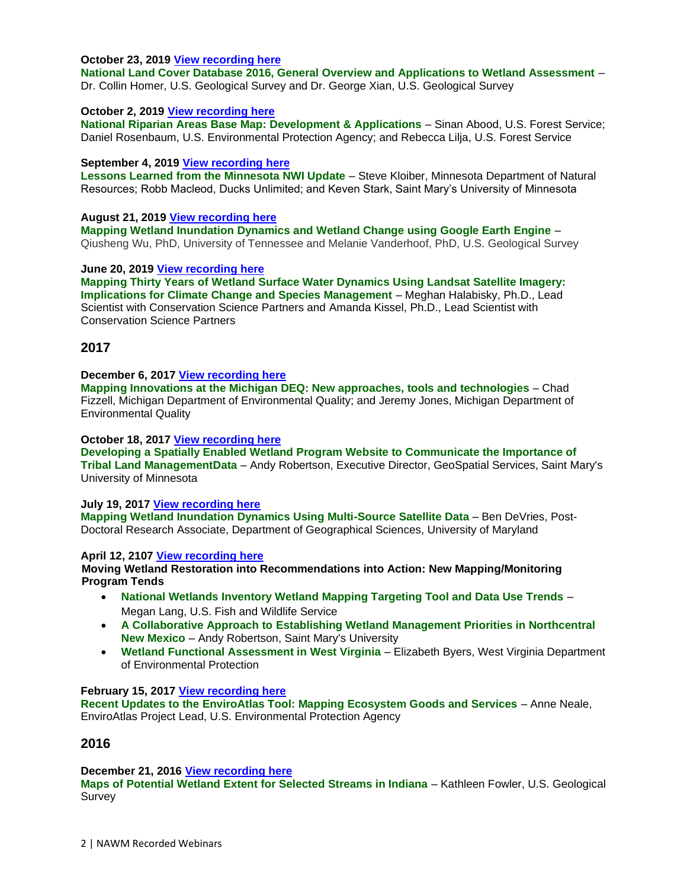**October 23, 2019** [View recording here]
**National Land Cover Database 2016, General Overview and Applications to Wetland Assessment** – Dr. Collin Homer, U.S. Geological Survey and Dr. George Xian, U.S. Geological Survey

**October 2, 2019** [View recording here]
**National Riparian Areas Base Map: Development & Applications** – Sinan Abood, U.S. Forest Service; Daniel Rosenbaum, U.S. Environmental Protection Agency; and Rebecca Lilja, U.S. Forest Service

**September 4, 2019** [View recording here]
**Lessons Learned from the Minnesota NWI Update** – Steve Kloiber, Minnesota Department of Natural Resources; Robb Macleod, Ducks Unlimited; and Keven Stark, Saint Mary's University of Minnesota

**August 21, 2019** [View recording here]
**Mapping Wetland Inundation Dynamics and Wetland Change using Google Earth Engine** – Qiusheng Wu, PhD, University of Tennessee and Melanie Vanderhoof, PhD, U.S. Geological Survey

**June 20, 2019** [View recording here]
**Mapping Thirty Years of Wetland Surface Water Dynamics Using Landsat Satellite Imagery: Implications for Climate Change and Species Management** – Meghan Halabisky, Ph.D., Lead Scientist with Conservation Science Partners and Amanda Kissel, Ph.D., Lead Scientist with Conservation Science Partners

## 2017

**December 6, 2017** [View recording here]
**Mapping Innovations at the Michigan DEQ: New approaches, tools and technologies** – Chad Fizzell, Michigan Department of Environmental Quality; and Jeremy Jones, Michigan Department of Environmental Quality

**October 18, 2017** [View recording here]
**Developing a Spatially Enabled Wetland Program Website to Communicate the Importance of Tribal Land ManagementData** – Andy Robertson, Executive Director, GeoSpatial Services, Saint Mary's University of Minnesota

**July 19, 2017** [View recording here]
**Mapping Wetland Inundation Dynamics Using Multi-Source Satellite Data** – Ben DeVries, Post-Doctoral Research Associate, Department of Geographical Sciences, University of Maryland

**April 12, 2107** [View recording here]
**Moving Wetland Restoration into Recommendations into Action: New Mapping/Monitoring Program Tends**

- **National Wetlands Inventory Wetland Mapping Targeting Tool and Data Use Trends** – Megan Lang, U.S. Fish and Wildlife Service
- **A Collaborative Approach to Establishing Wetland Management Priorities in Northcentral New Mexico** – Andy Robertson, Saint Mary's University
- **Wetland Functional Assessment in West Virginia** – Elizabeth Byers, West Virginia Department of Environmental Protection

**February 15, 2017** [View recording here]
**Recent Updates to the EnviroAtlas Tool: Mapping Ecosystem Goods and Services** – Anne Neale, EnviroAtlas Project Lead, U.S. Environmental Protection Agency

## 2016

**December 21, 2016** [View recording here]
**Maps of Potential Wetland Extent for Selected Streams in Indiana** – Kathleen Fowler, U.S. Geological Survey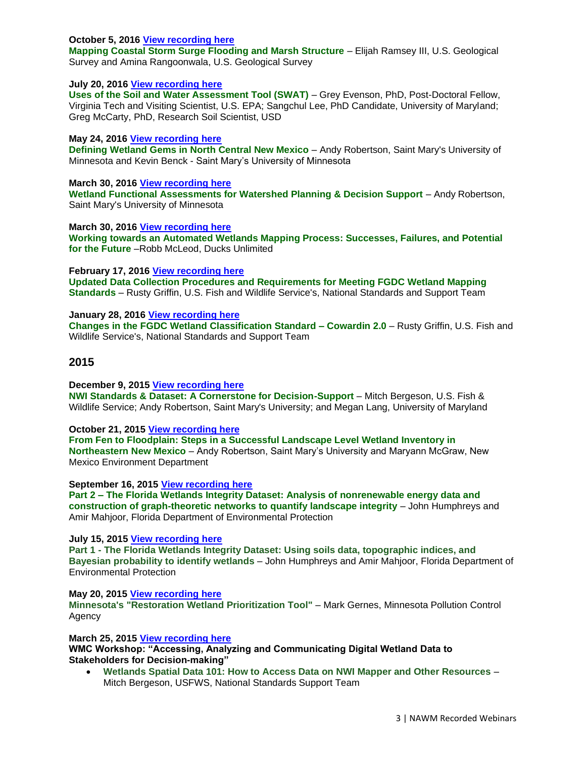**October 5, 2016** [View recording here]
**Mapping Coastal Storm Surge Flooding and Marsh Structure** – Elijah Ramsey III, U.S. Geological Survey and Amina Rangoonwala, U.S. Geological Survey

**July 20, 2016** [View recording here]
**Uses of the Soil and Water Assessment Tool (SWAT)** – Grey Evenson, PhD, Post-Doctoral Fellow, Virginia Tech and Visiting Scientist, U.S. EPA; Sangchul Lee, PhD Candidate, University of Maryland; Greg McCarty, PhD, Research Soil Scientist, USD

**May 24, 2016** [View recording here]
**Defining Wetland Gems in North Central New Mexico** – Andy Robertson, Saint Mary's University of Minnesota and Kevin Benck - Saint Mary's University of Minnesota

**March 30, 2016** [View recording here]
**Wetland Functional Assessments for Watershed Planning & Decision Support** – Andy Robertson, Saint Mary's University of Minnesota

**March 30, 2016** [View recording here]
**Working towards an Automated Wetlands Mapping Process: Successes, Failures, and Potential for the Future** –Robb McLeod, Ducks Unlimited

**February 17, 2016** [View recording here]
**Updated Data Collection Procedures and Requirements for Meeting FGDC Wetland Mapping Standards** – Rusty Griffin, U.S. Fish and Wildlife Service's, National Standards and Support Team

**January 28, 2016** [View recording here]
**Changes in the FGDC Wetland Classification Standard – Cowardin 2.0** – Rusty Griffin, U.S. Fish and Wildlife Service's, National Standards and Support Team

## 2015

**December 9, 2015** [View recording here]
**NWI Standards & Dataset: A Cornerstone for Decision-Support** – Mitch Bergeson, U.S. Fish & Wildlife Service; Andy Robertson, Saint Mary's University; and Megan Lang, University of Maryland

**October 21, 2015** [View recording here]
**From Fen to Floodplain: Steps in a Successful Landscape Level Wetland Inventory in Northeastern New Mexico** – Andy Robertson, Saint Mary's University and Maryann McGraw, New Mexico Environment Department

**September 16, 2015** [View recording here]
**Part 2 – The Florida Wetlands Integrity Dataset: Analysis of nonrenewable energy data and construction of graph-theoretic networks to quantify landscape integrity** – John Humphreys and Amir Mahjoor, Florida Department of Environmental Protection

**July 15, 2015** [View recording here]
**Part 1 - The Florida Wetlands Integrity Dataset: Using soils data, topographic indices, and Bayesian probability to identify wetlands** – John Humphreys and Amir Mahjoor, Florida Department of Environmental Protection

**May 20, 2015** [View recording here]
**Minnesota's "Restoration Wetland Prioritization Tool"** – Mark Gernes, Minnesota Pollution Control Agency

**March 25, 2015** [View recording here]
**WMC Workshop: "Accessing, Analyzing and Communicating Digital Wetland Data to Stakeholders for Decision-making"**

- **Wetlands Spatial Data 101: How to Access Data on NWI Mapper and Other Resources** – Mitch Bergeson, USFWS, National Standards Support Team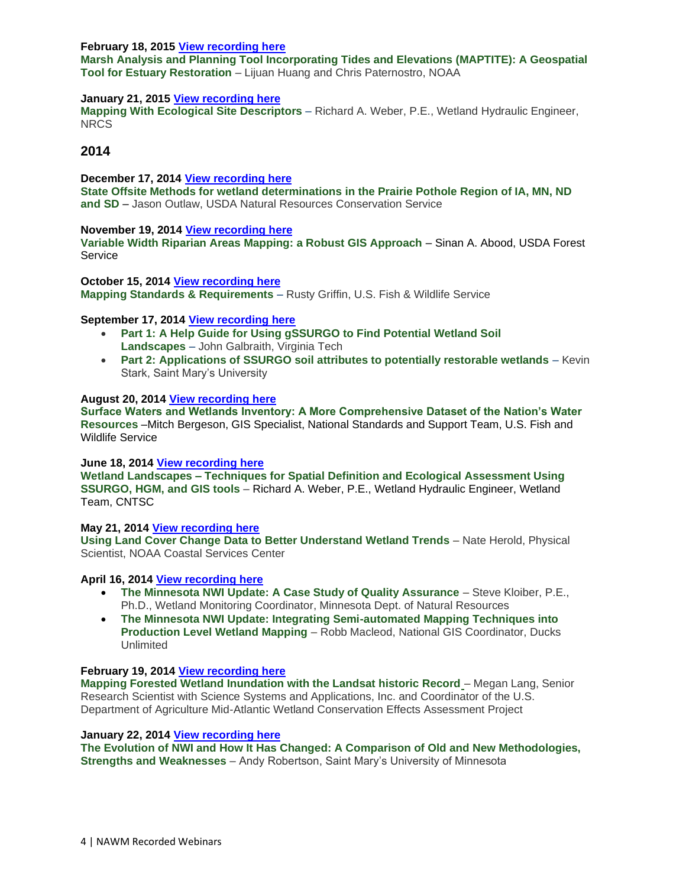**February 18, 2015** [View recording here]()
**Marsh Analysis and Planning Tool Incorporating Tides and Elevations (MAPTITE): A Geospatial Tool for Estuary Restoration** – Lijuan Huang and Chris Paternostro, NOAA

**January 21, 2015** [View recording here]()
**Mapping With Ecological Site Descriptors** – Richard A. Weber, P.E., Wetland Hydraulic Engineer, NRCS

## 2014

**December 17, 2014** [View recording here]()
**State Offsite Methods for wetland determinations in the Prairie Pothole Region of IA, MN, ND and SD** – Jason Outlaw, USDA Natural Resources Conservation Service

**November 19, 2014** [View recording here]()
**Variable Width Riparian Areas Mapping: a Robust GIS Approach** – Sinan A. Abood, USDA Forest Service

**October 15, 2014** [View recording here]()
**Mapping Standards & Requirements** – Rusty Griffin, U.S. Fish & Wildlife Service

**September 17, 2014** [View recording here]()

- **Part 1: A Help Guide for Using gSSURGO to Find Potential Wetland Soil Landscapes** – John Galbraith, Virginia Tech
- **Part 2: Applications of SSURGO soil attributes to potentially restorable wetlands** – Kevin Stark, Saint Mary's University

**August 20, 2014** [View recording here]()
**Surface Waters and Wetlands Inventory: A More Comprehensive Dataset of the Nation's Water Resources** –Mitch Bergeson, GIS Specialist, National Standards and Support Team, U.S. Fish and Wildlife Service

**June 18, 2014** [View recording here]()
**Wetland Landscapes – Techniques for Spatial Definition and Ecological Assessment Using SSURGO, HGM, and GIS tools** – Richard A. Weber, P.E., Wetland Hydraulic Engineer, Wetland Team, CNTSC

**May 21, 2014** [View recording here]()
**Using Land Cover Change Data to Better Understand Wetland Trends** – Nate Herold, Physical Scientist, NOAA Coastal Services Center

**April 16, 2014** [View recording here]()

- **The Minnesota NWI Update: A Case Study of Quality Assurance** – Steve Kloiber, P.E., Ph.D., Wetland Monitoring Coordinator, Minnesota Dept. of Natural Resources
- **The Minnesota NWI Update: Integrating Semi-automated Mapping Techniques into Production Level Wetland Mapping** – Robb Macleod, National GIS Coordinator, Ducks Unlimited

**February 19, 2014** [View recording here]()
**Mapping Forested Wetland Inundation with the Landsat historic Record** – Megan Lang, Senior Research Scientist with Science Systems and Applications, Inc. and Coordinator of the U.S. Department of Agriculture Mid-Atlantic Wetland Conservation Effects Assessment Project

**January 22, 2014** [View recording here]()
**The Evolution of NWI and How It Has Changed: A Comparison of Old and New Methodologies, Strengths and Weaknesses** – Andy Robertson, Saint Mary's University of Minnesota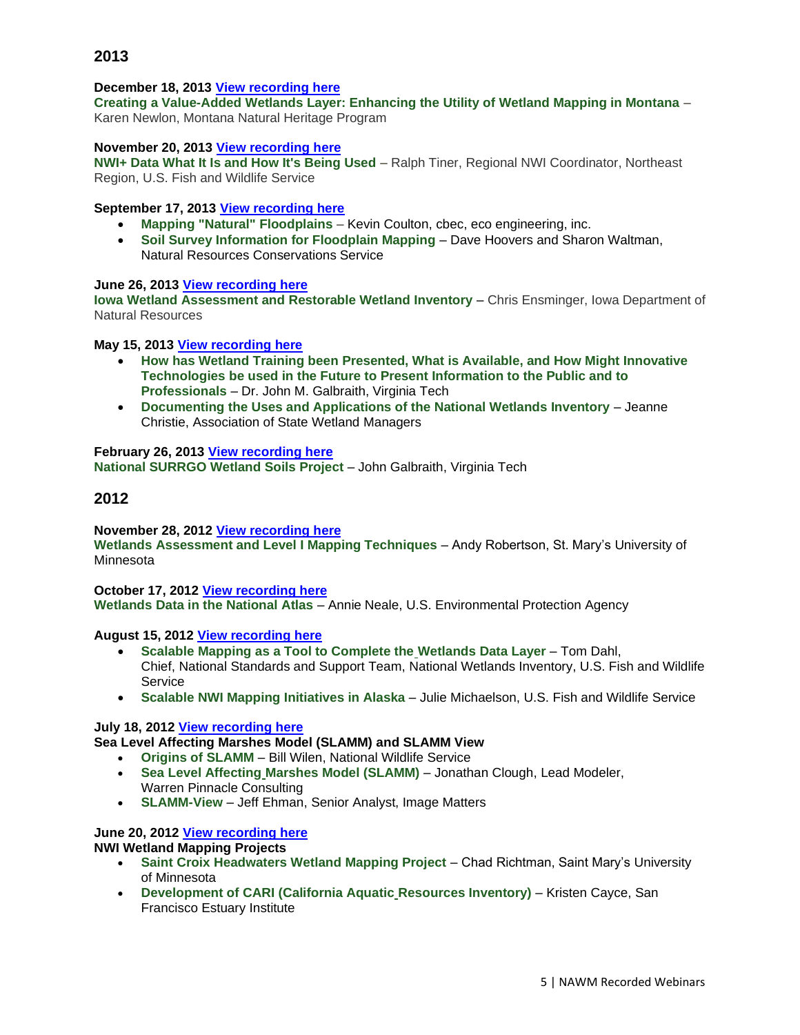## 2013

**December 18, 2013** [View recording here]
**Creating a Value-Added Wetlands Layer: Enhancing the Utility of Wetland Mapping in Montana** – Karen Newlon, Montana Natural Heritage Program

**November 20, 2013** [View recording here]
**NWI+ Data What It Is and How It's Being Used** – Ralph Tiner, Regional NWI Coordinator, Northeast Region, U.S. Fish and Wildlife Service

**September 17, 2013** [View recording here]

- **Mapping "Natural" Floodplains** – Kevin Coulton, cbec, eco engineering, inc.
- **Soil Survey Information for Floodplain Mapping** – Dave Hoovers and Sharon Waltman, Natural Resources Conservations Service

**June 26, 2013** [View recording here]
**Iowa Wetland Assessment and Restorable Wetland Inventory –** Chris Ensminger, Iowa Department of Natural Resources

**May 15, 2013** [View recording here]

- **How has Wetland Training been Presented, What is Available, and How Might Innovative Technologies be used in the Future to Present Information to the Public and to Professionals** – Dr. John M. Galbraith, Virginia Tech
- **Documenting the Uses and Applications of the National Wetlands Inventory** – Jeanne Christie, Association of State Wetland Managers

**February 26, 2013** [View recording here]
**National SURRGO Wetland Soils Project** – John Galbraith, Virginia Tech

## 2012

**November 28, 2012** [View recording here]
**Wetlands Assessment and Level I Mapping Techniques** – Andy Robertson, St. Mary's University of Minnesota

**October 17, 2012** [View recording here]
**Wetlands Data in the National Atlas** – Annie Neale, U.S. Environmental Protection Agency

**August 15, 2012** [View recording here]

- **Scalable Mapping as a Tool to Complete the Wetlands Data Layer** – Tom Dahl, Chief, National Standards and Support Team, National Wetlands Inventory, U.S. Fish and Wildlife Service
- **Scalable NWI Mapping Initiatives in Alaska** – Julie Michaelson, U.S. Fish and Wildlife Service

**July 18, 2012** [View recording here]
**Sea Level Affecting Marshes Model (SLAMM) and SLAMM View**

- **Origins of SLAMM** – Bill Wilen, National Wildlife Service
- **Sea Level Affecting Marshes Model (SLAMM)** – Jonathan Clough, Lead Modeler, Warren Pinnacle Consulting
- **SLAMM-View** – Jeff Ehman, Senior Analyst, Image Matters

**June 20, 2012** [View recording here]
**NWI Wetland Mapping Projects**

- **Saint Croix Headwaters Wetland Mapping Project** – Chad Richtman, Saint Mary's University of Minnesota
- **Development of CARI (California Aquatic Resources Inventory)** – Kristen Cayce, San Francisco Estuary Institute